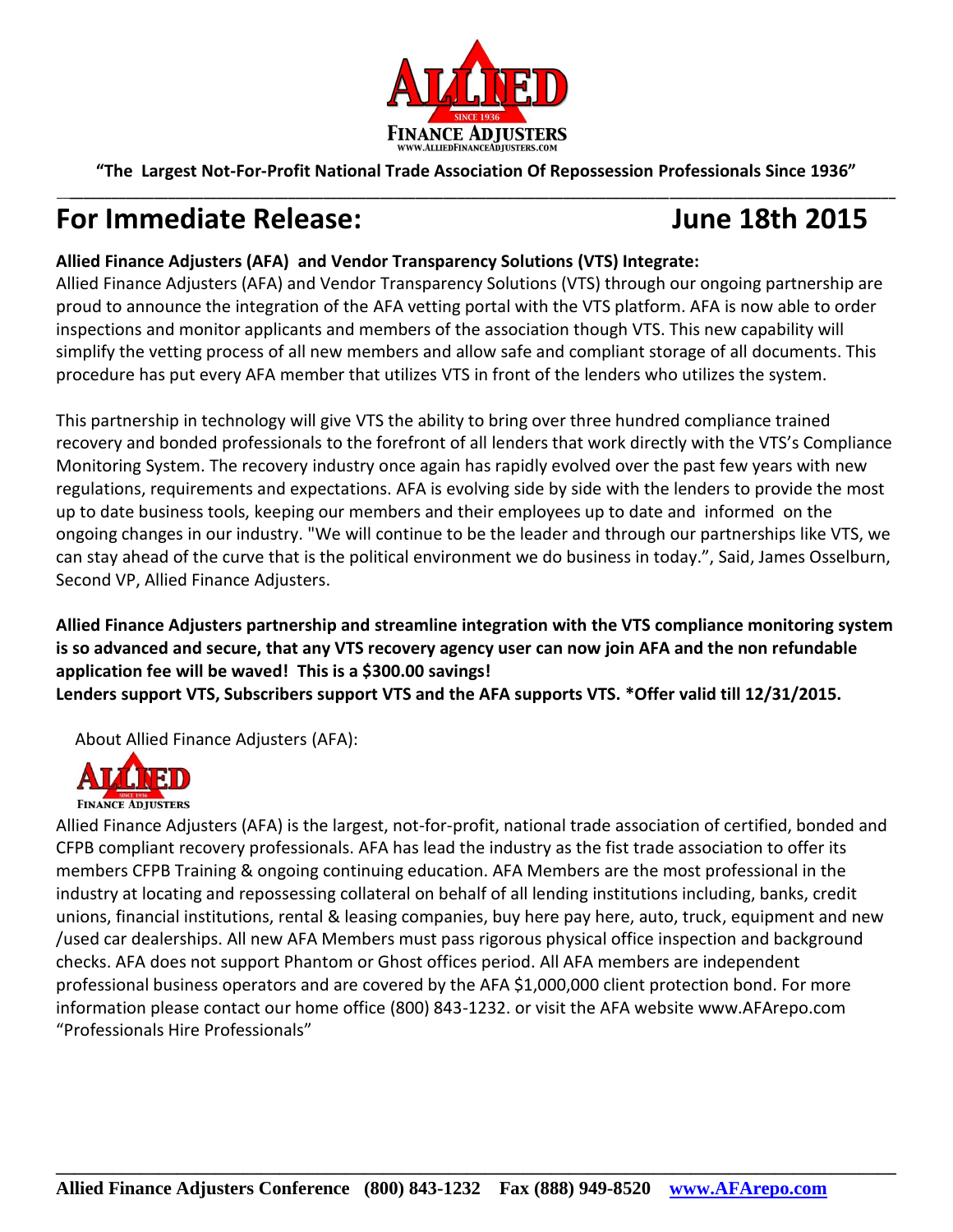**"The Largest Not-For-Profit National Trade Association Of Repossession Professionals Since 1936"**

# For Immediate Release: June 18th 2015

**Allied Finance Adjusters (AFA) and Vendor Transparency Solutions (VTS) Integrate:**

Allied Finance Adjusters (AFA) and Vendor Transparency Solutions (VTS) through our ongoing partnership are proud to announce the integration of the AFA vetting portal with the VTS platform. AFA is now able to order inspections and monitor applicants and members of the association though VTS. This new capability will simplify the vetting process of all new members and allow safe and compliant storage of all documents. This procedure has put every AFA member that utilizes VTS in front of the lenders who utilizes the system.

This partnership in technology will give VTS the ability to bring over three hundred compliance trained recovery and bonded professionals to the forefront of all lenders that work directly with the VTS's Compliance Monitoring System. The recovery industry once again has rapidly evolved over the past few years with new regulations, requirements and expectations. AFA is evolving side by side with the lenders to provide the most up to date business tools, keeping our members and their employees up to date and informed on the ongoing changes in our industry. "We will continue to be the leader and through our partnerships like VTS, we can stay ahead of the curve that is the political environment we do business in today.", Said, James Osselburn, Second VP, Allied Finance Adjusters.

**Allied Finance Adjusters partnership and streamline integration with the VTS compliance monitoring system is so advanced and secure, that any VTS recovery agency user can now join AFA and the non refundable application fee will be waved! This is a $300.00 savings!**
**Lenders support VTS, Subscribers support VTS and the AFA supports VTS. *Offer valid till 12/31/2015.**

About Allied Finance Adjusters (AFA):

Allied Finance Adjusters (AFA) is the largest, not-for-profit, national trade association of certified, bonded and CFPB compliant recovery professionals. AFA has lead the industry as the fist trade association to offer its members CFPB Training & ongoing continuing education. AFA Members are the most professional in the industry at locating and repossessing collateral on behalf of all lending institutions including, banks, credit unions, financial institutions, rental & leasing companies, buy here pay here, auto, truck, equipment and new /used car dealerships. All new AFA Members must pass rigorous physical office inspection and background checks. AFA does not support Phantom or Ghost offices period. All AFA members are independent professional business operators and are covered by the AFA $1,000,000 client protection bond. For more information please contact our home office (800) 843-1232. or visit the AFA website www.AFArepo.com
"Professionals Hire Professionals"

**Allied Finance Adjusters Conference (800) 843-1232 Fax (888) 949-8520 www.AFArepo.com**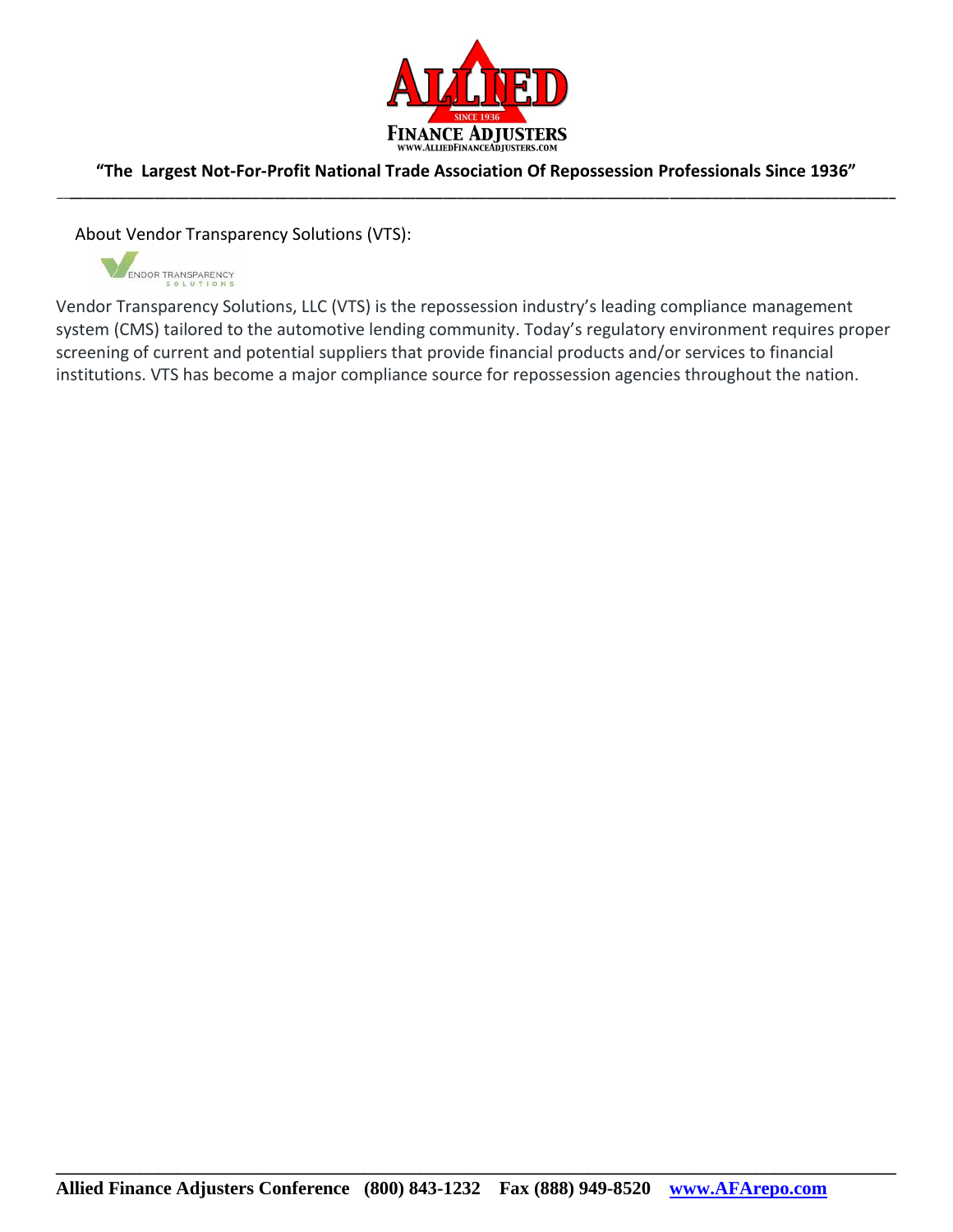**"The Largest Not-For-Profit National Trade Association Of Repossession Professionals Since 1936"**

About Vendor Transparency Solutions (VTS):

Vendor Transparency Solutions, LLC (VTS) is the repossession industry's leading compliance management system (CMS) tailored to the automotive lending community. Today's regulatory environment requires proper screening of current and potential suppliers that provide financial products and/or services to financial institutions. VTS has become a major compliance source for repossession agencies throughout the nation.